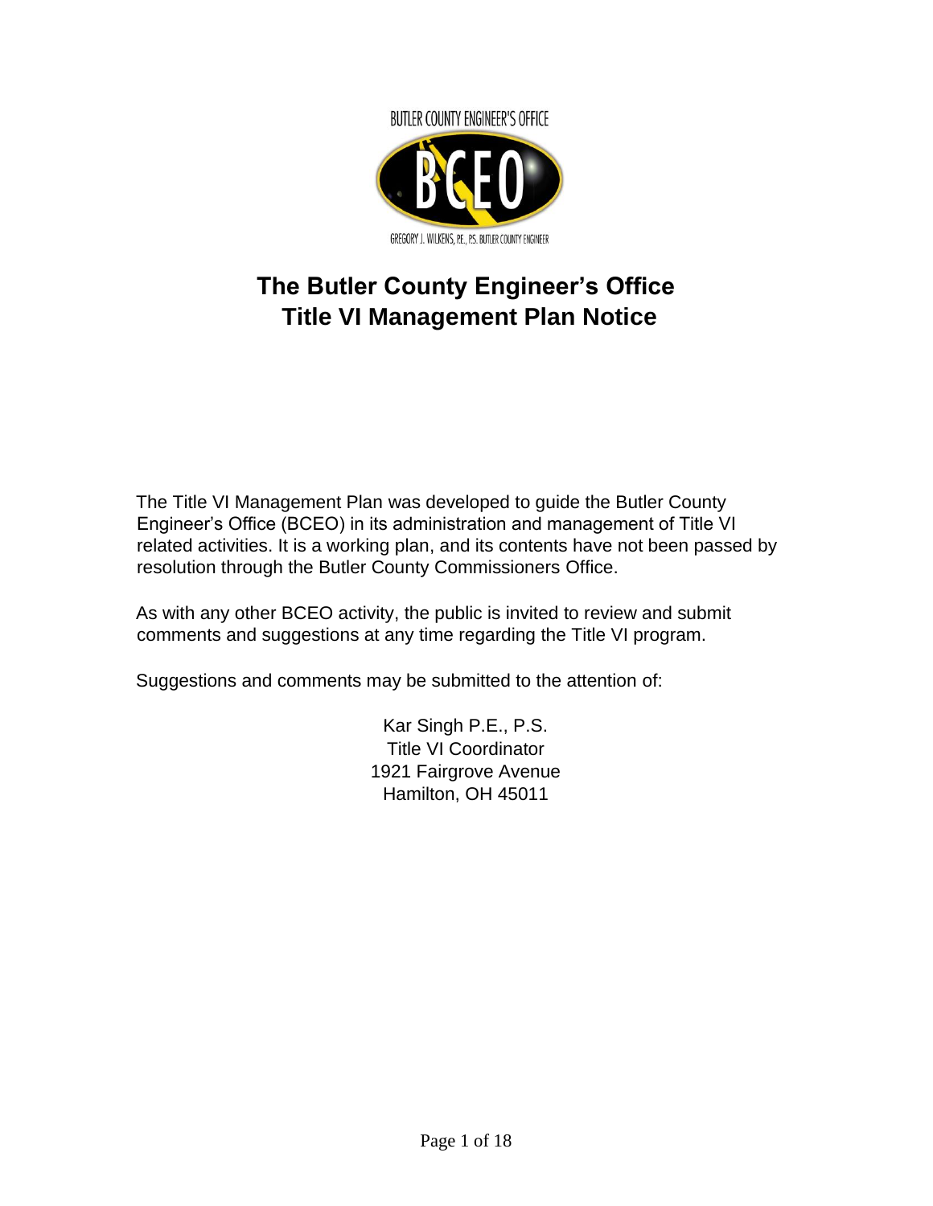BUTLER COUNTY ENGINEER'S OFFICE

BCEO

GREGORY J. WILKENS, P.E., P.S. BUTLER COUNTY ENGINEER

# The Butler County Engineer's Office Title VI Management Plan Notice

The Title VI Management Plan was developed to guide the Butler County Engineer's Office (BCEO) in its administration and management of Title VI related activities. It is a working plan, and its contents have not been passed by resolution through the Butler County Commissioners Office.

As with any other BCEO activity, the public is invited to review and submit comments and suggestions at any time regarding the Title VI program.

Suggestions and comments may be submitted to the attention of:

Kar Singh P.E., P.S.
Title VI Coordinator
1921 Fairgrove Avenue
Hamilton, OH 45011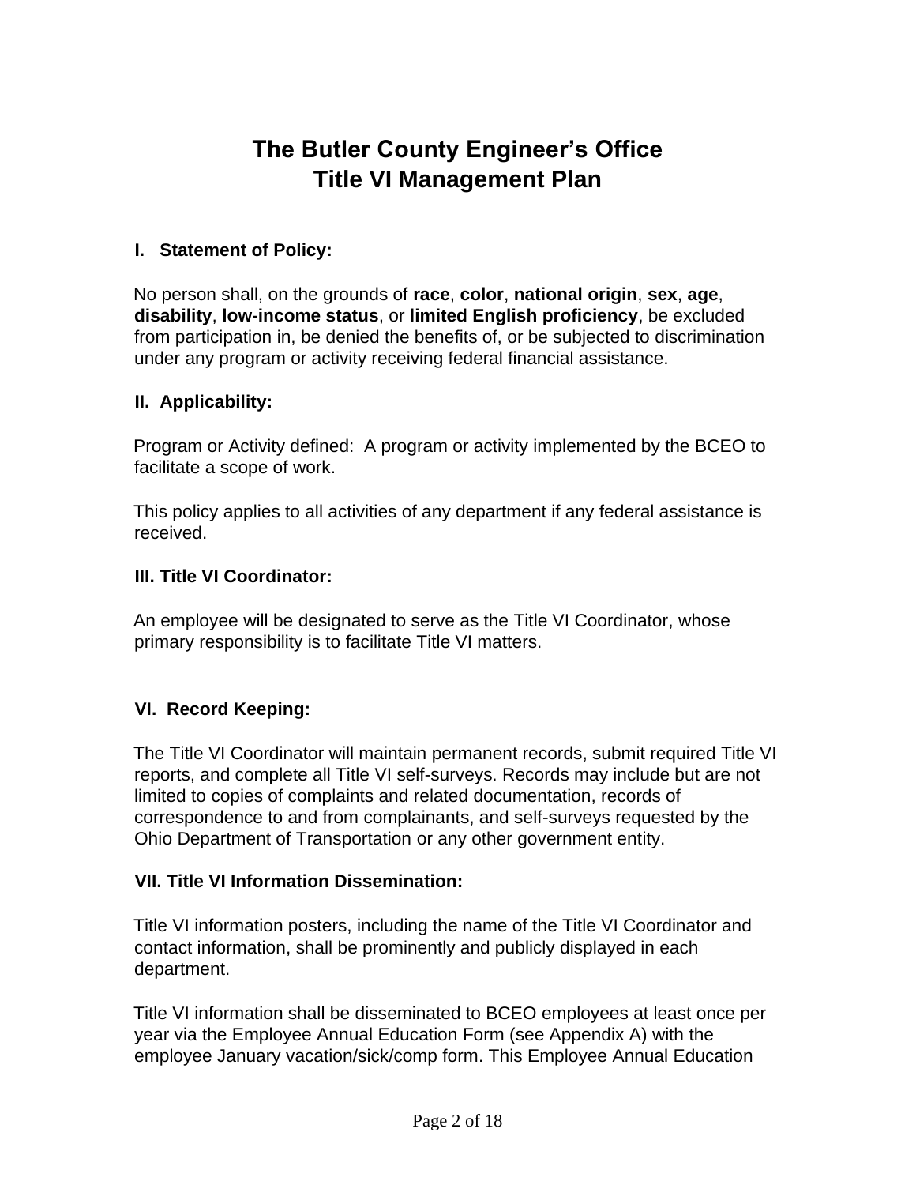# The Butler County Engineer's Office
# Title VI Management Plan

## I. Statement of Policy:

No person shall, on the grounds of **race**, **color**, **national origin**, **sex**, **age**, **disability**, **low-income status**, or **limited English proficiency**, be excluded from participation in, be denied the benefits of, or be subjected to discrimination under any program or activity receiving federal financial assistance.

## II. Applicability:

Program or Activity defined: A program or activity implemented by the BCEO to facilitate a scope of work.

This policy applies to all activities of any department if any federal assistance is received.

## III. Title VI Coordinator:

An employee will be designated to serve as the Title VI Coordinator, whose primary responsibility is to facilitate Title VI matters.

## VI. Record Keeping:

The Title VI Coordinator will maintain permanent records, submit required Title VI reports, and complete all Title VI self-surveys. Records may include but are not limited to copies of complaints and related documentation, records of correspondence to and from complainants, and self-surveys requested by the Ohio Department of Transportation or any other government entity.

## VII. Title VI Information Dissemination:

Title VI information posters, including the name of the Title VI Coordinator and contact information, shall be prominently and publicly displayed in each department.

Title VI information shall be disseminated to BCEO employees at least once per year via the Employee Annual Education Form (see Appendix A) with the employee January vacation/sick/comp form. This Employee Annual Education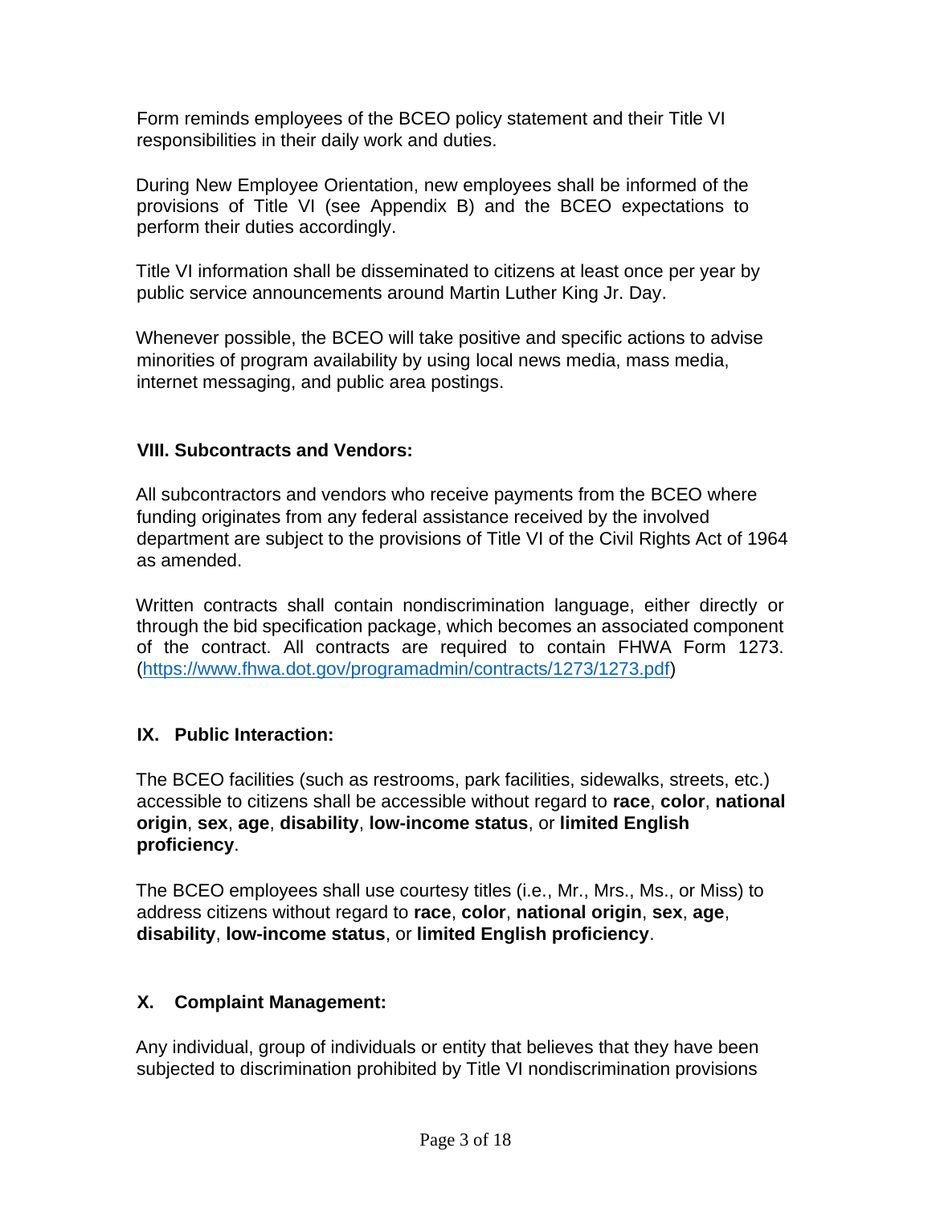Form reminds employees of the BCEO policy statement and their Title VI responsibilities in their daily work and duties.

During New Employee Orientation, new employees shall be informed of the provisions of Title VI (see Appendix B) and the BCEO expectations to perform their duties accordingly.

Title VI information shall be disseminated to citizens at least once per year by public service announcements around Martin Luther King Jr. Day.

Whenever possible, the BCEO will take positive and specific actions to advise minorities of program availability by using local news media, mass media, internet messaging, and public area postings.

### VIII. Subcontracts and Vendors:

All subcontractors and vendors who receive payments from the BCEO where funding originates from any federal assistance received by the involved department are subject to the provisions of Title VI of the Civil Rights Act of 1964 as amended.

Written contracts shall contain nondiscrimination language, either directly or through the bid specification package, which becomes an associated component of the contract. All contracts are required to contain FHWA Form 1273. ([https://www.fhwa.dot.gov/programadmin/contracts/1273/1273.pdf](https://www.fhwa.dot.gov/programadmin/contracts/1273/1273.pdf))

### IX. Public Interaction:

The BCEO facilities (such as restrooms, park facilities, sidewalks, streets, etc.) accessible to citizens shall be accessible without regard to **race**, **color**, **national origin**, **sex**, **age**, **disability**, **low-income status**, or **limited English proficiency**.

The BCEO employees shall use courtesy titles (i.e., Mr., Mrs., Ms., or Miss) to address citizens without regard to **race**, **color**, **national origin**, **sex**, **age**, **disability**, **low-income status**, or **limited English proficiency**.

### X. Complaint Management:

Any individual, group of individuals or entity that believes that they have been subjected to discrimination prohibited by Title VI nondiscrimination provisions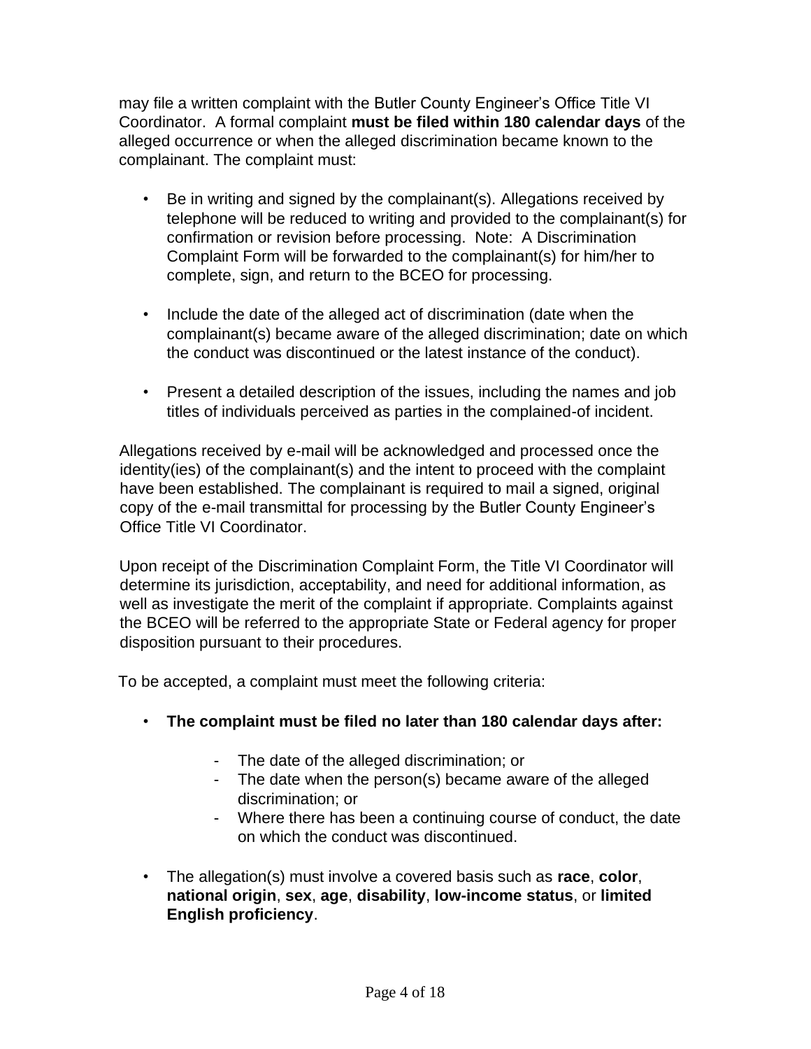may file a written complaint with the Butler County Engineer's Office Title VI Coordinator. A formal complaint **must be filed within 180 calendar days** of the alleged occurrence or when the alleged discrimination became known to the complainant. The complaint must:

- Be in writing and signed by the complainant(s). Allegations received by telephone will be reduced to writing and provided to the complainant(s) for confirmation or revision before processing. Note: A Discrimination Complaint Form will be forwarded to the complainant(s) for him/her to complete, sign, and return to the BCEO for processing.

- Include the date of the alleged act of discrimination (date when the complainant(s) became aware of the alleged discrimination; date on which the conduct was discontinued or the latest instance of the conduct).

- Present a detailed description of the issues, including the names and job titles of individuals perceived as parties in the complained-of incident.

Allegations received by e-mail will be acknowledged and processed once the identity(ies) of the complainant(s) and the intent to proceed with the complaint have been established. The complainant is required to mail a signed, original copy of the e-mail transmittal for processing by the Butler County Engineer's Office Title VI Coordinator.

Upon receipt of the Discrimination Complaint Form, the Title VI Coordinator will determine its jurisdiction, acceptability, and need for additional information, as well as investigate the merit of the complaint if appropriate. Complaints against the BCEO will be referred to the appropriate State or Federal agency for proper disposition pursuant to their procedures.

To be accepted, a complaint must meet the following criteria:

- **The complaint must be filed no later than 180 calendar days after:**
  - The date of the alleged discrimination; or
  - The date when the person(s) became aware of the alleged discrimination; or
  - Where there has been a continuing course of conduct, the date on which the conduct was discontinued.

- The allegation(s) must involve a covered basis such as **race**, **color**, **national origin**, **sex**, **age**, **disability**, **low-income status**, or **limited English proficiency**.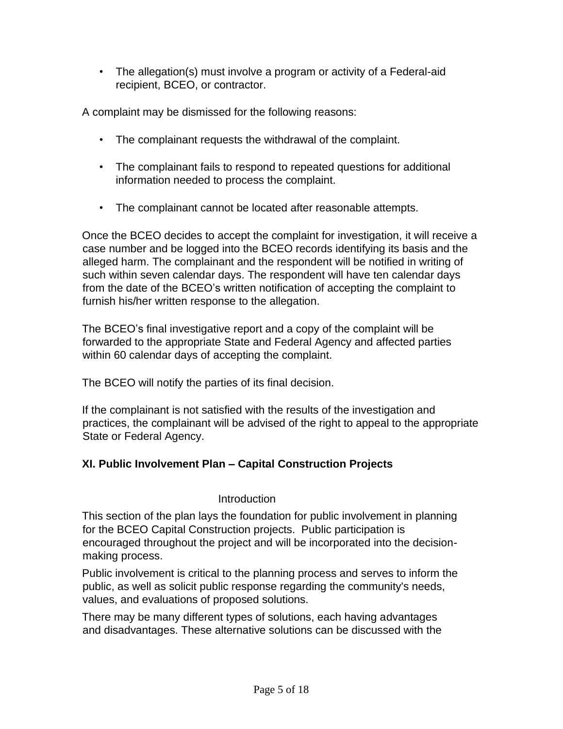- The allegation(s) must involve a program or activity of a Federal-aid recipient, BCEO, or contractor.

A complaint may be dismissed for the following reasons:

- The complainant requests the withdrawal of the complaint.
- The complainant fails to respond to repeated questions for additional information needed to process the complaint.
- The complainant cannot be located after reasonable attempts.

Once the BCEO decides to accept the complaint for investigation, it will receive a case number and be logged into the BCEO records identifying its basis and the alleged harm. The complainant and the respondent will be notified in writing of such within seven calendar days. The respondent will have ten calendar days from the date of the BCEO's written notification of accepting the complaint to furnish his/her written response to the allegation.

The BCEO's final investigative report and a copy of the complaint will be forwarded to the appropriate State and Federal Agency and affected parties within 60 calendar days of accepting the complaint.

The BCEO will notify the parties of its final decision.

If the complainant is not satisfied with the results of the investigation and practices, the complainant will be advised of the right to appeal to the appropriate State or Federal Agency.

## XI. Public Involvement Plan – Capital Construction Projects

### Introduction

This section of the plan lays the foundation for public involvement in planning for the BCEO Capital Construction projects. Public participation is encouraged throughout the project and will be incorporated into the decision-making process.

Public involvement is critical to the planning process and serves to inform the public, as well as solicit public response regarding the community's needs, values, and evaluations of proposed solutions.

There may be many different types of solutions, each having advantages and disadvantages. These alternative solutions can be discussed with the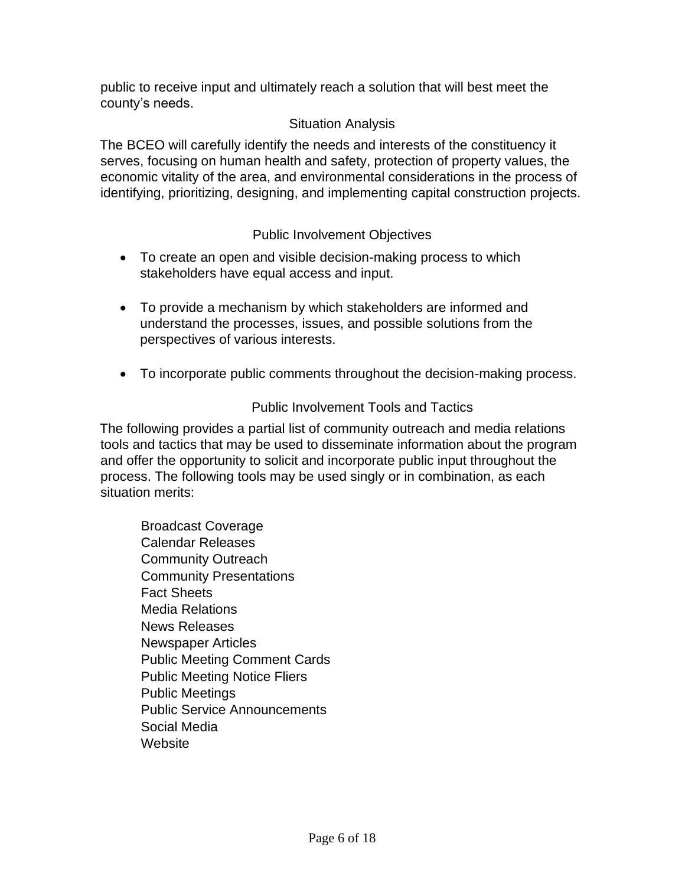public to receive input and ultimately reach a solution that will best meet the county's needs.

## Situation Analysis

The BCEO will carefully identify the needs and interests of the constituency it serves, focusing on human health and safety, protection of property values, the economic vitality of the area, and environmental considerations in the process of identifying, prioritizing, designing, and implementing capital construction projects.

## Public Involvement Objectives

- To create an open and visible decision-making process to which stakeholders have equal access and input.
- To provide a mechanism by which stakeholders are informed and understand the processes, issues, and possible solutions from the perspectives of various interests.
- To incorporate public comments throughout the decision-making process.

## Public Involvement Tools and Tactics

The following provides a partial list of community outreach and media relations tools and tactics that may be used to disseminate information about the program and offer the opportunity to solicit and incorporate public input throughout the process. The following tools may be used singly or in combination, as each situation merits:

Broadcast Coverage
Calendar Releases
Community Outreach
Community Presentations
Fact Sheets
Media Relations
News Releases
Newspaper Articles
Public Meeting Comment Cards
Public Meeting Notice Fliers
Public Meetings
Public Service Announcements
Social Media
Website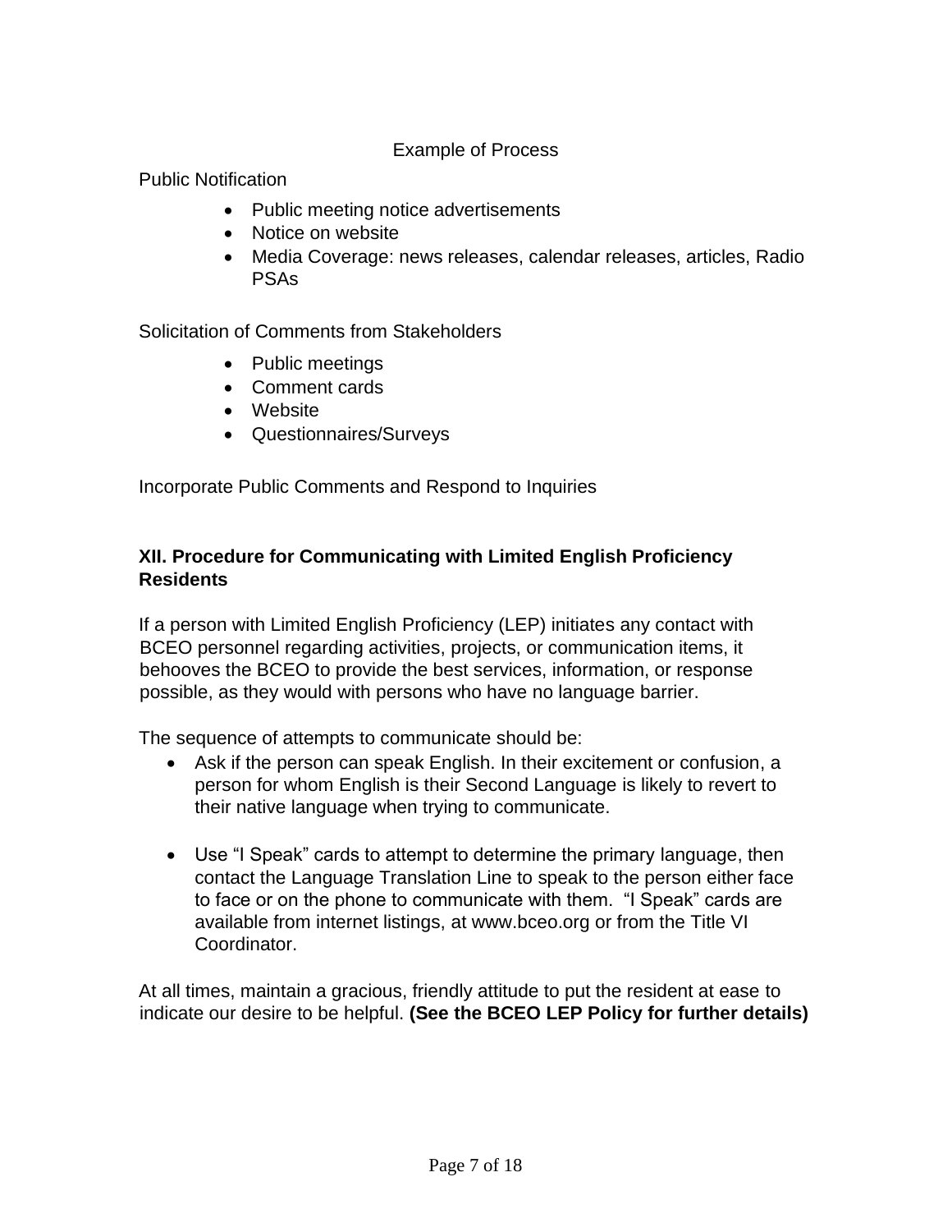Example of Process

Public Notification

- Public meeting notice advertisements
- Notice on website
- Media Coverage: news releases, calendar releases, articles, Radio PSAs

Solicitation of Comments from Stakeholders

- Public meetings
- Comment cards
- Website
- Questionnaires/Surveys

Incorporate Public Comments and Respond to Inquiries

## XII. Procedure for Communicating with Limited English Proficiency Residents

If a person with Limited English Proficiency (LEP) initiates any contact with BCEO personnel regarding activities, projects, or communication items, it behooves the BCEO to provide the best services, information, or response possible, as they would with persons who have no language barrier.

The sequence of attempts to communicate should be:

- Ask if the person can speak English. In their excitement or confusion, a person for whom English is their Second Language is likely to revert to their native language when trying to communicate.

- Use "I Speak" cards to attempt to determine the primary language, then contact the Language Translation Line to speak to the person either face to face or on the phone to communicate with them. "I Speak" cards are available from internet listings, at www.bceo.org or from the Title VI Coordinator.

At all times, maintain a gracious, friendly attitude to put the resident at ease to indicate our desire to be helpful. **(See the BCEO LEP Policy for further details)**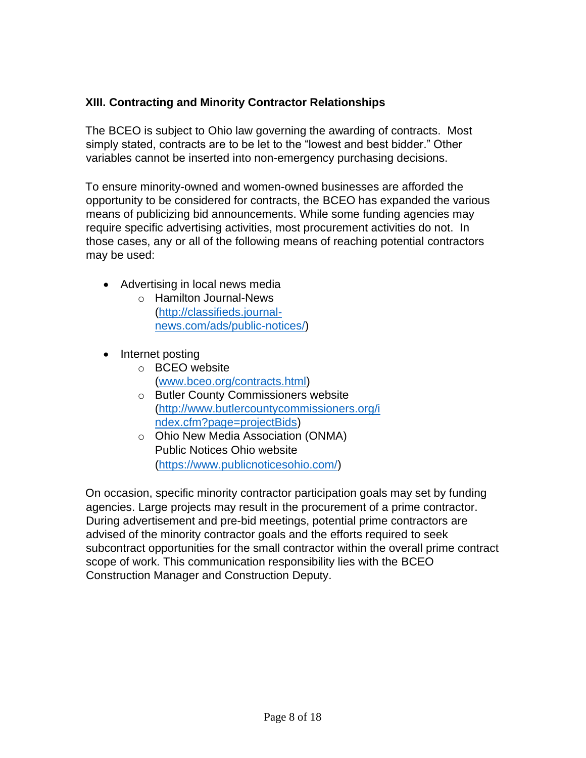## XIII. Contracting and Minority Contractor Relationships

The BCEO is subject to Ohio law governing the awarding of contracts. Most simply stated, contracts are to be let to the "lowest and best bidder." Other variables cannot be inserted into non-emergency purchasing decisions.

To ensure minority-owned and women-owned businesses are afforded the opportunity to be considered for contracts, the BCEO has expanded the various means of publicizing bid announcements. While some funding agencies may require specific advertising activities, most procurement activities do not. In those cases, any or all of the following means of reaching potential contractors may be used:

- Advertising in local news media
  - Hamilton Journal-News (http://classifieds.journal-news.com/ads/public-notices/)
- Internet posting
  - BCEO website (www.bceo.org/contracts.html)
  - Butler County Commissioners website (http://www.butlercountycommissioners.org/index.cfm?page=projectBids)
  - Ohio New Media Association (ONMA) Public Notices Ohio website (https://www.publicnoticesohio.com/)

On occasion, specific minority contractor participation goals may set by funding agencies. Large projects may result in the procurement of a prime contractor. During advertisement and pre-bid meetings, potential prime contractors are advised of the minority contractor goals and the efforts required to seek subcontract opportunities for the small contractor within the overall prime contract scope of work. This communication responsibility lies with the BCEO Construction Manager and Construction Deputy.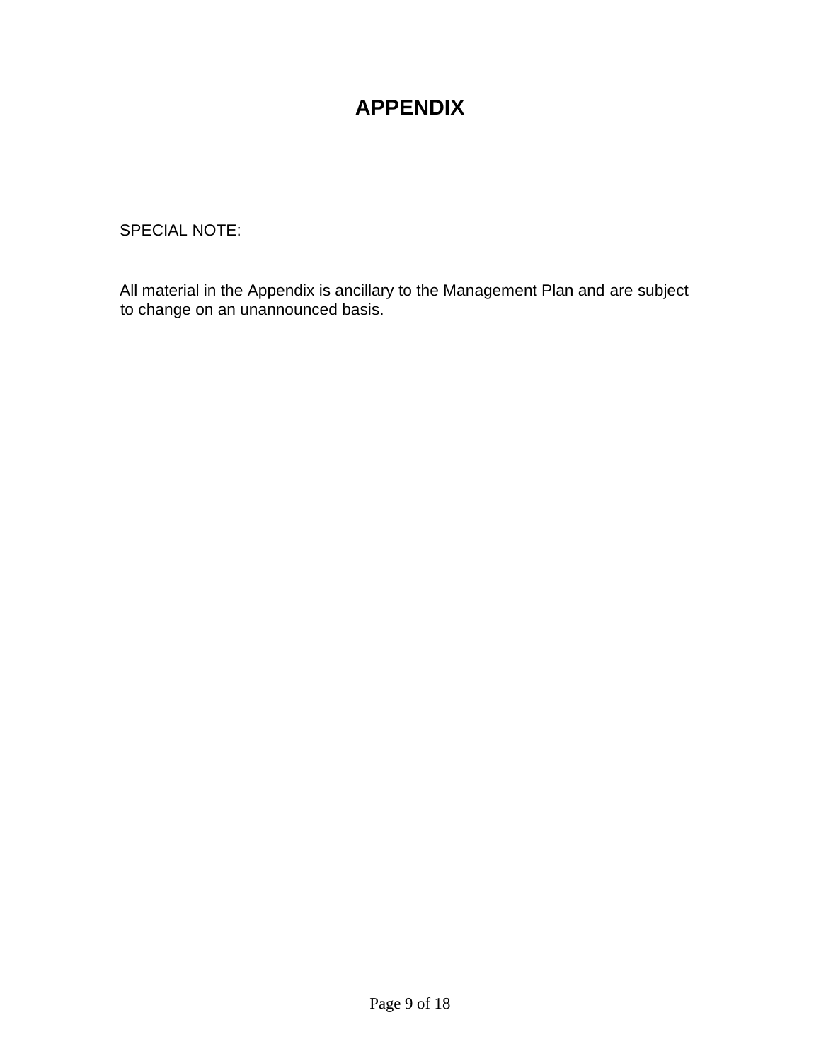# APPENDIX

SPECIAL NOTE:

All material in the Appendix is ancillary to the Management Plan and are subject to change on an unannounced basis.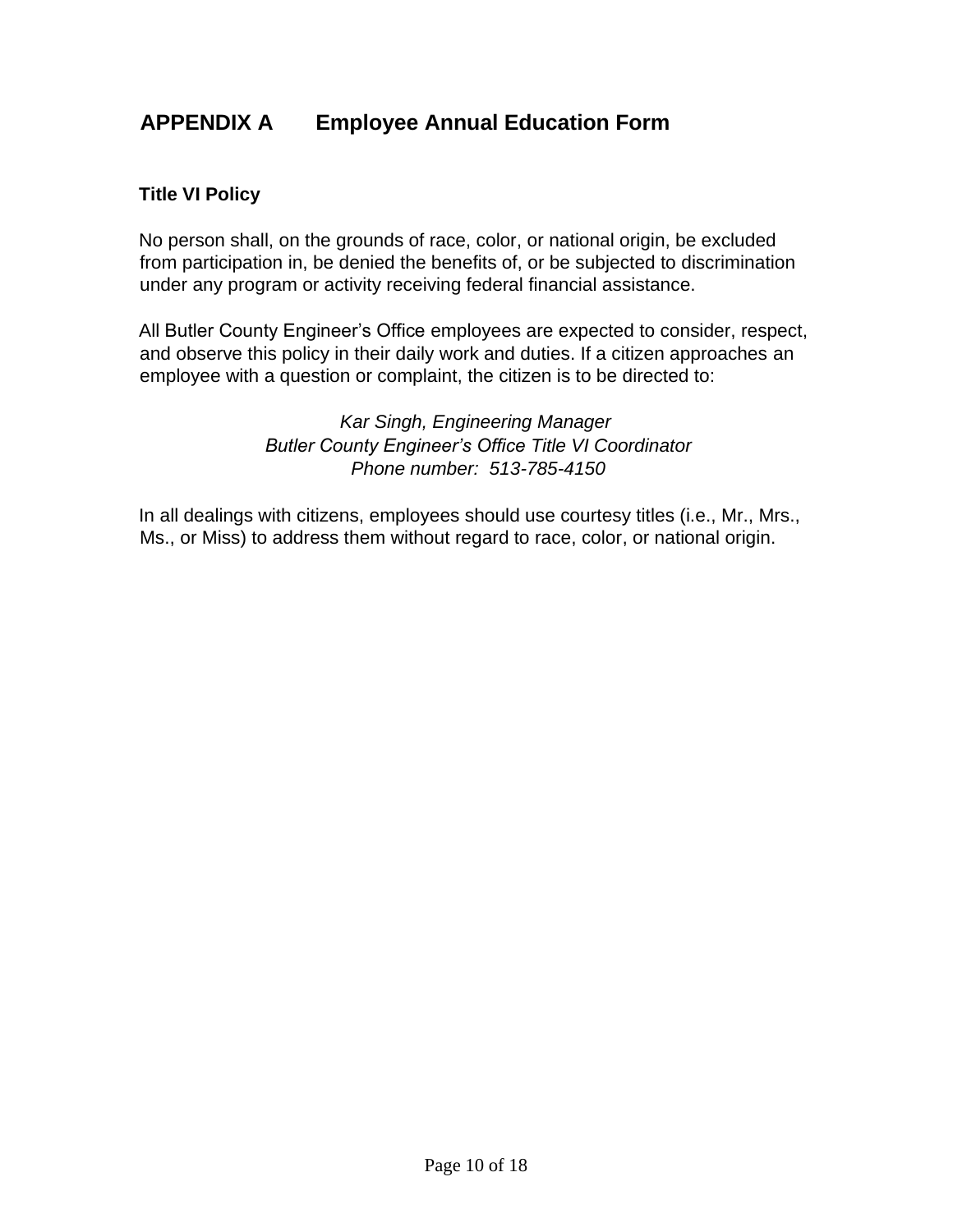## APPENDIX A Employee Annual Education Form

### Title VI Policy

No person shall, on the grounds of race, color, or national origin, be excluded from participation in, be denied the benefits of, or be subjected to discrimination under any program or activity receiving federal financial assistance.

All Butler County Engineer's Office employees are expected to consider, respect, and observe this policy in their daily work and duties. If a citizen approaches an employee with a question or complaint, the citizen is to be directed to:

*Kar Singh, Engineering Manager*
*Butler County Engineer's Office Title VI Coordinator*
*Phone number: 513-785-4150*

In all dealings with citizens, employees should use courtesy titles (i.e., Mr., Mrs., Ms., or Miss) to address them without regard to race, color, or national origin.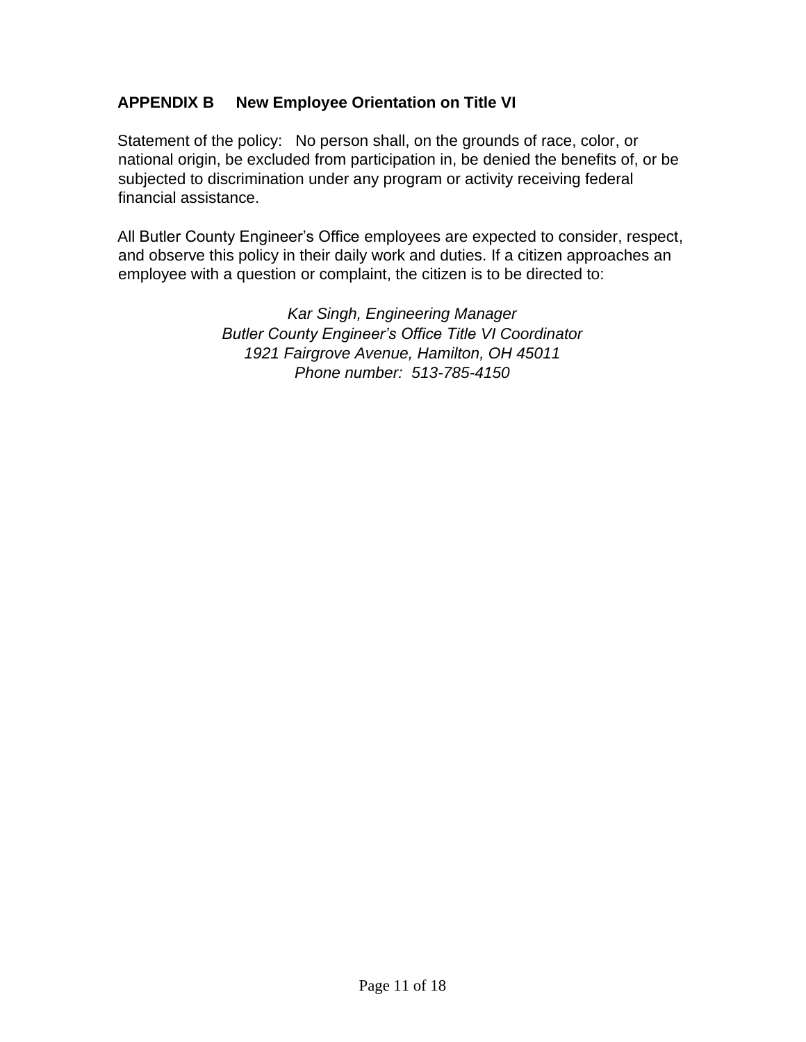## APPENDIX B New Employee Orientation on Title VI

Statement of the policy: No person shall, on the grounds of race, color, or national origin, be excluded from participation in, be denied the benefits of, or be subjected to discrimination under any program or activity receiving federal financial assistance.

All Butler County Engineer's Office employees are expected to consider, respect, and observe this policy in their daily work and duties. If a citizen approaches an employee with a question or complaint, the citizen is to be directed to:

*Kar Singh, Engineering Manager*
*Butler County Engineer's Office Title VI Coordinator*
*1921 Fairgrove Avenue, Hamilton, OH 45011*
*Phone number: 513-785-4150*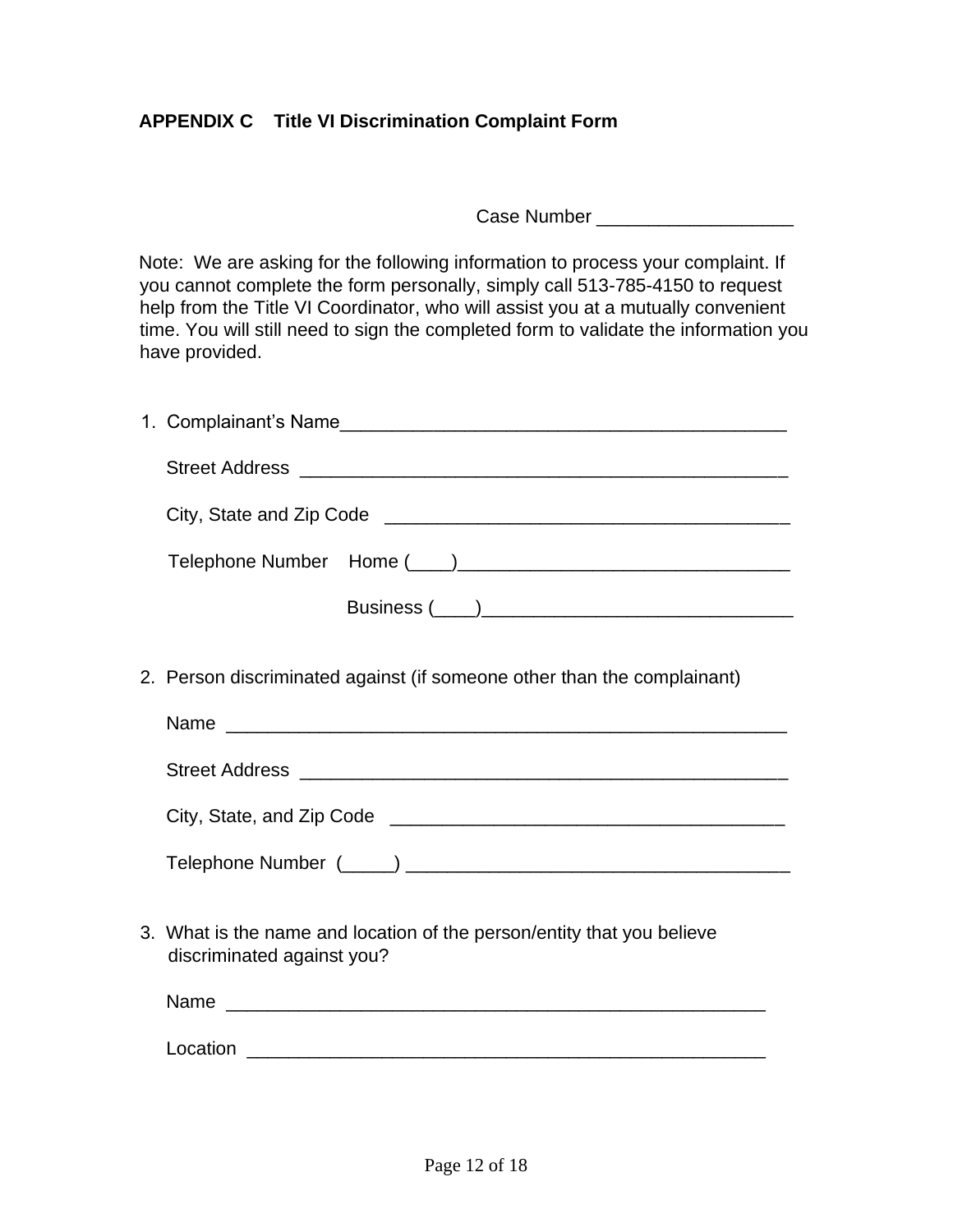**APPENDIX C  Title VI Discrimination Complaint Form**

Case Number ___________________

Note: We are asking for the following information to process your complaint. If you cannot complete the form personally, simply call 513-785-4150 to request help from the Title VI Coordinator, who will assist you at a mutually convenient time. You will still need to sign the completed form to validate the information you have provided.

1. Complainant's Name___________________________________________

   Street Address ________________________________________________

   City, State and Zip Code ______________________________________

   Telephone Number  Home (____)________________________________

   Business (____)______________________________

2. Person discriminated against (if someone other than the complainant)

   Name _______________________________________________________

   Street Address ________________________________________________

   City, State, and Zip Code ______________________________________

   Telephone Number (_____) ____________________________________

3. What is the name and location of the person/entity that you believe discriminated against you?

   Name _____________________________________________________

   Location ___________________________________________________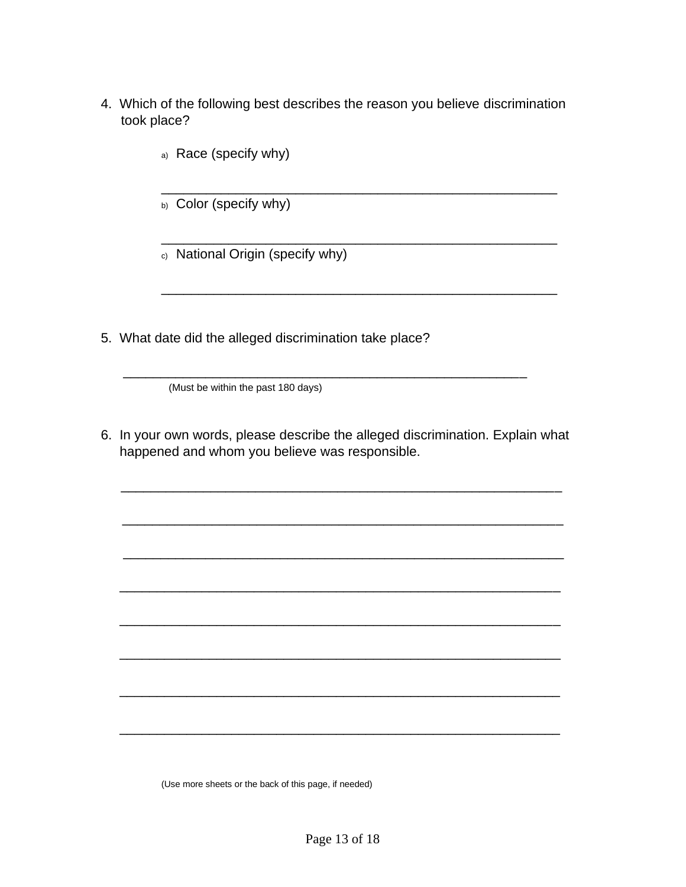4. Which of the following best describes the reason you believe discrimination took place?

    a) Race (specify why)

    ______________________________________________________

    b) Color (specify why)

    ______________________________________________________

    c) National Origin (specify why)

    ______________________________________________________

5. What date did the alleged discrimination take place?

    ______________________________________________________

    (Must be within the past 180 days)

6. In your own words, please describe the alleged discrimination. Explain what happened and whom you believe was responsible.

    ____________________________________________________________

    ____________________________________________________________

    ____________________________________________________________

    ____________________________________________________________

    ____________________________________________________________

    ____________________________________________________________

    ____________________________________________________________

    ____________________________________________________________

(Use more sheets or the back of this page, if needed)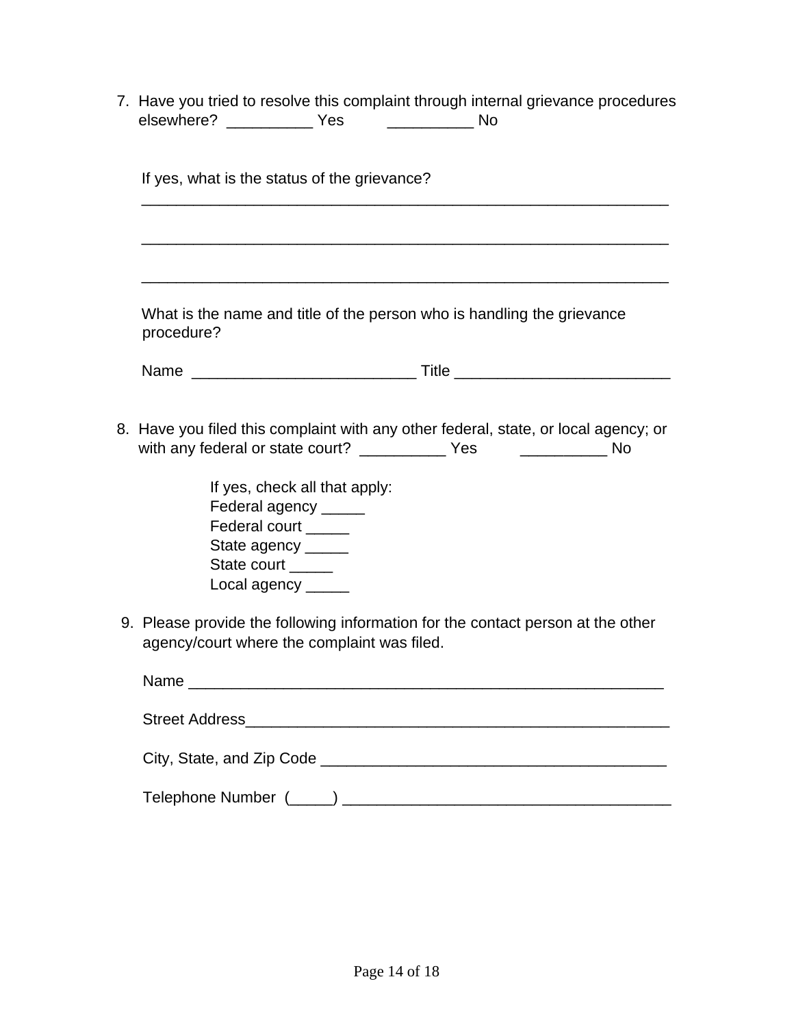7. Have you tried to resolve this complaint through internal grievance procedures elsewhere? __________ Yes __________ No

   If yes, what is the status of the grievance?

   _______________________________________________________________

   _______________________________________________________________

   _______________________________________________________________

   What is the name and title of the person who is handling the grievance procedure?

   Name __________________________ Title _________________________

8. Have you filed this complaint with any other federal, state, or local agency; or with any federal or state court? __________ Yes __________ No

   If yes, check all that apply:
   Federal agency _____
   Federal court _____
   State agency _____
   State court _____
   Local agency _____

9. Please provide the following information for the contact person at the other agency/court where the complaint was filed.

   Name ________________________________________________________

   Street Address___________________________________________________

   City, State, and Zip Code ________________________________________

   Telephone Number (_____) ______________________________________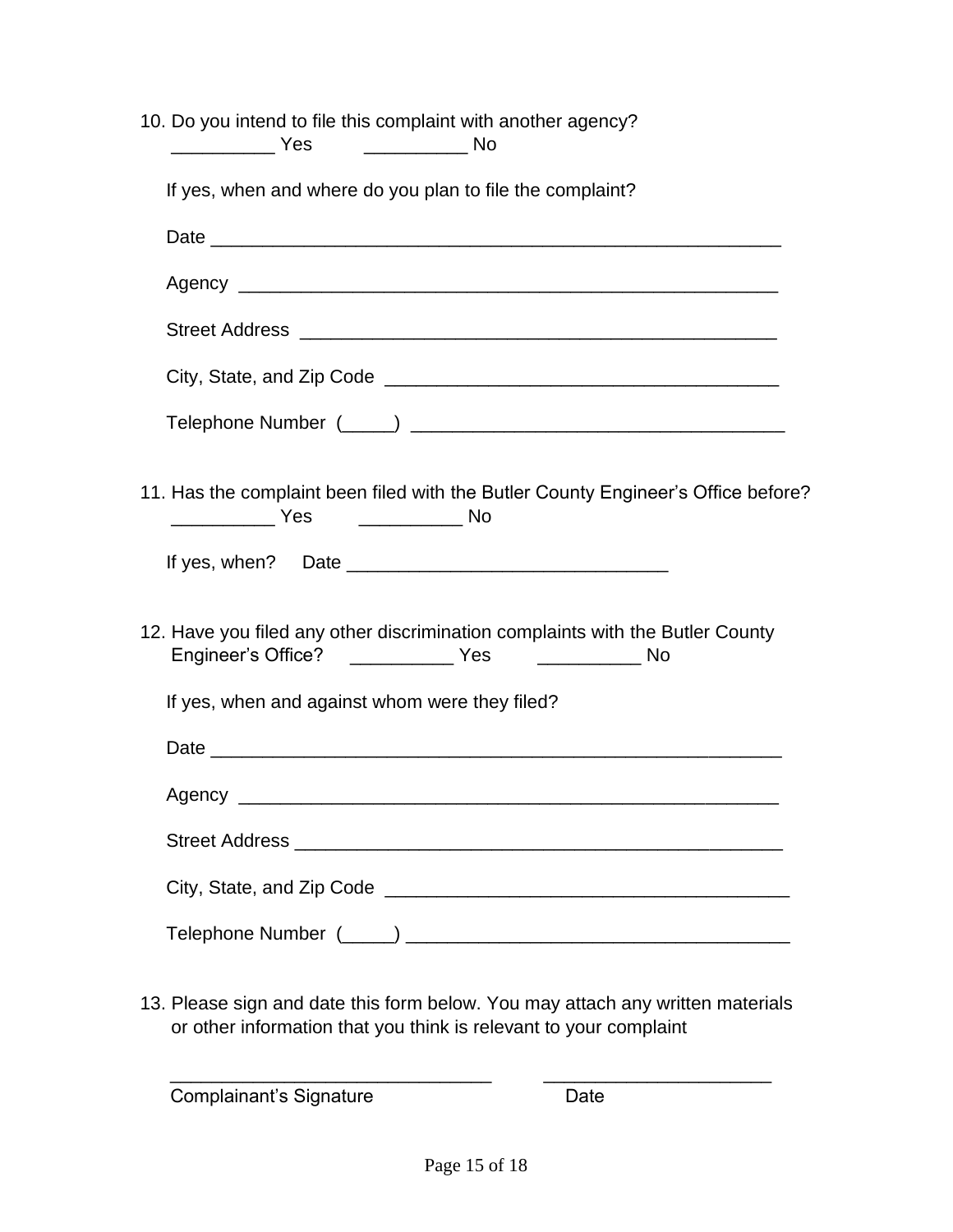10. Do you intend to file this complaint with another agency?
    __________ Yes          __________ No

    If yes, when and where do you plan to file the complaint?

    Date _______________________________________________________

    Agency _____________________________________________________

    Street Address ______________________________________________

    City, State, and Zip Code ____________________________________

    Telephone Number (_____) ___________________________________

11. Has the complaint been filed with the Butler County Engineer's Office before?
    __________ Yes          __________ No

    If yes, when?     Date ______________________________

12. Have you filed any other discrimination complaints with the Butler County Engineer's Office?     __________ Yes          __________ No

    If yes, when and against whom were they filed?

    Date _______________________________________________________

    Agency _____________________________________________________

    Street Address ______________________________________________

    City, State, and Zip Code ____________________________________

    Telephone Number (_____) ___________________________________

13. Please sign and date this form below. You may attach any written materials or other information that you think is relevant to your complaint

    _______________________________          ______________________
    Complainant's Signature                                  Date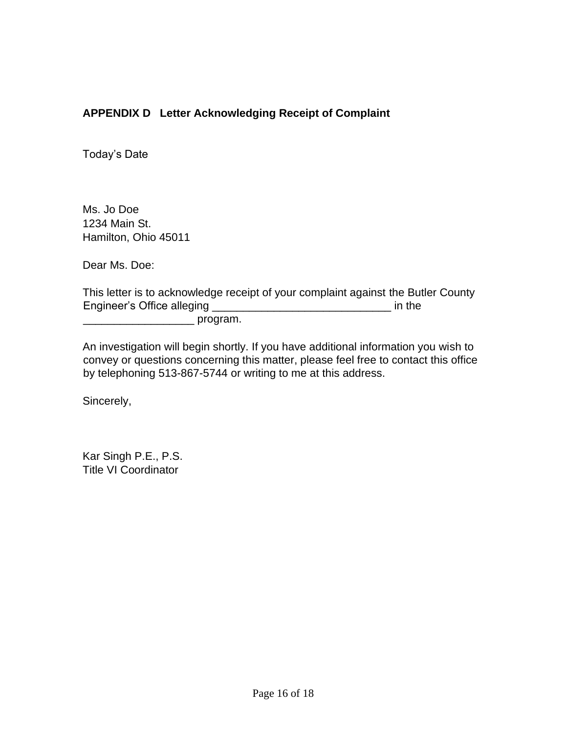**APPENDIX D   Letter Acknowledging Receipt of Complaint**

Today's Date

Ms. Jo Doe
1234 Main St.
Hamilton, Ohio 45011

Dear Ms. Doe:

This letter is to acknowledge receipt of your complaint against the Butler County Engineer's Office alleging _____________________________ in the __________________ program.

An investigation will begin shortly. If you have additional information you wish to convey or questions concerning this matter, please feel free to contact this office by telephoning 513-867-5744 or writing to me at this address.

Sincerely,

Kar Singh P.E., P.S.
Title VI Coordinator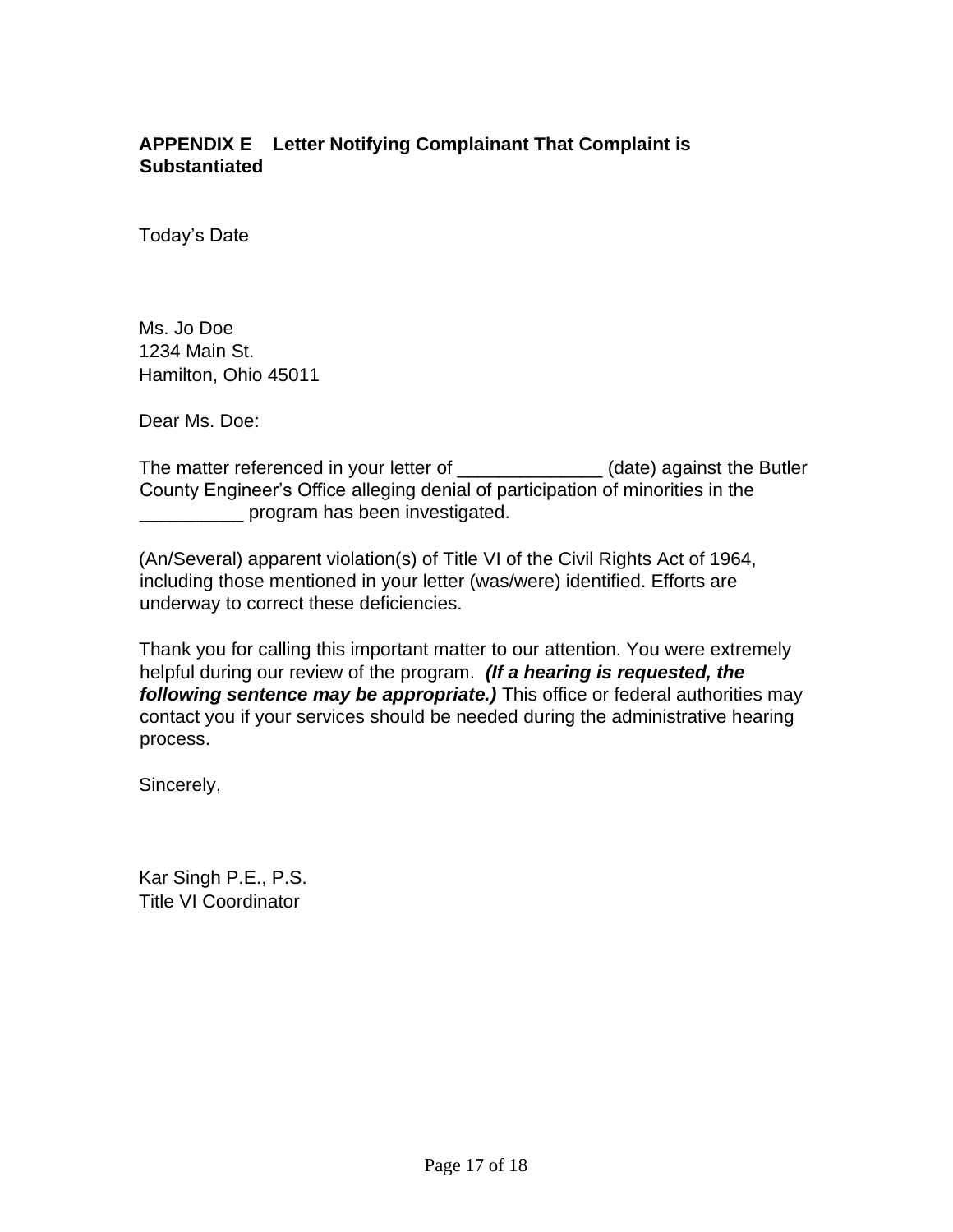**APPENDIX E Letter Notifying Complainant That Complaint is Substantiated**

Today's Date

Ms. Jo Doe
1234 Main St.
Hamilton, Ohio 45011

Dear Ms. Doe:

The matter referenced in your letter of ______________ (date) against the Butler County Engineer's Office alleging denial of participation of minorities in the __________ program has been investigated.

(An/Several) apparent violation(s) of Title VI of the Civil Rights Act of 1964, including those mentioned in your letter (was/were) identified. Efforts are underway to correct these deficiencies.

Thank you for calling this important matter to our attention. You were extremely helpful during our review of the program. ***(If a hearing is requested, the following sentence may be appropriate.)*** This office or federal authorities may contact you if your services should be needed during the administrative hearing process.

Sincerely,

Kar Singh P.E., P.S.
Title VI Coordinator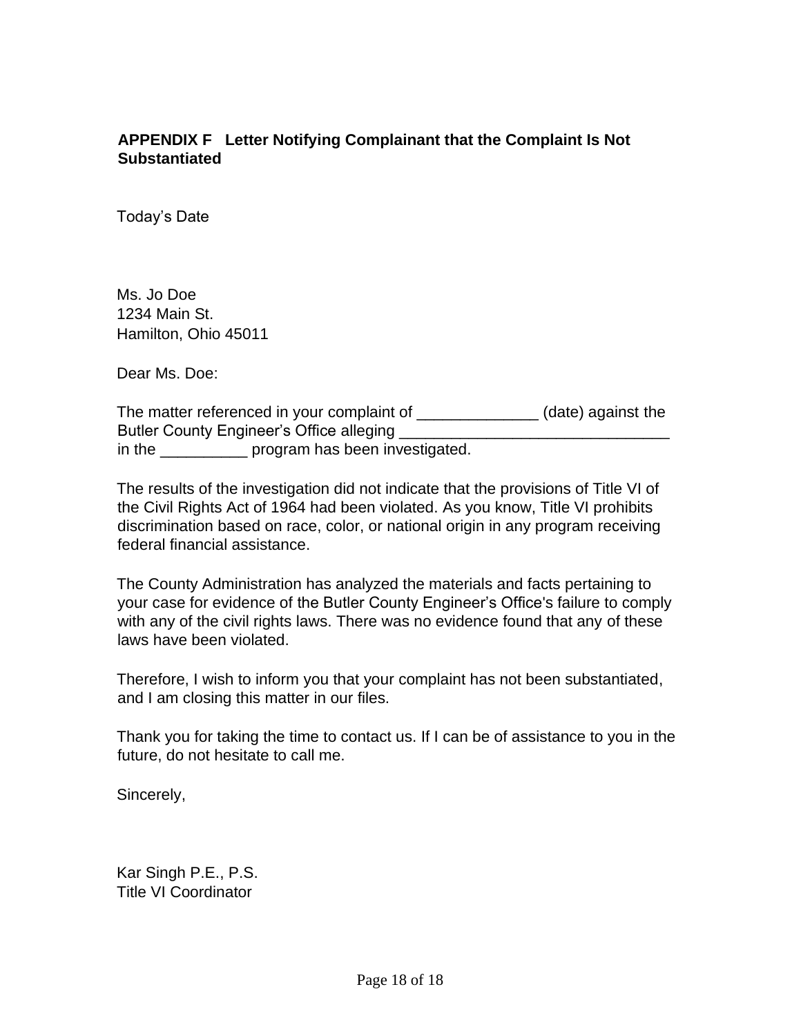**APPENDIX F Letter Notifying Complainant that the Complaint Is Not Substantiated**

Today's Date

Ms. Jo Doe
1234 Main St.
Hamilton, Ohio 45011

Dear Ms. Doe:

The matter referenced in your complaint of ______________ (date) against the Butler County Engineer's Office alleging _______________________________ in the __________ program has been investigated.

The results of the investigation did not indicate that the provisions of Title VI of the Civil Rights Act of 1964 had been violated. As you know, Title VI prohibits discrimination based on race, color, or national origin in any program receiving federal financial assistance.

The County Administration has analyzed the materials and facts pertaining to your case for evidence of the Butler County Engineer's Office's failure to comply with any of the civil rights laws. There was no evidence found that any of these laws have been violated.

Therefore, I wish to inform you that your complaint has not been substantiated, and I am closing this matter in our files.

Thank you for taking the time to contact us. If I can be of assistance to you in the future, do not hesitate to call me.

Sincerely,

Kar Singh P.E., P.S.
Title VI Coordinator